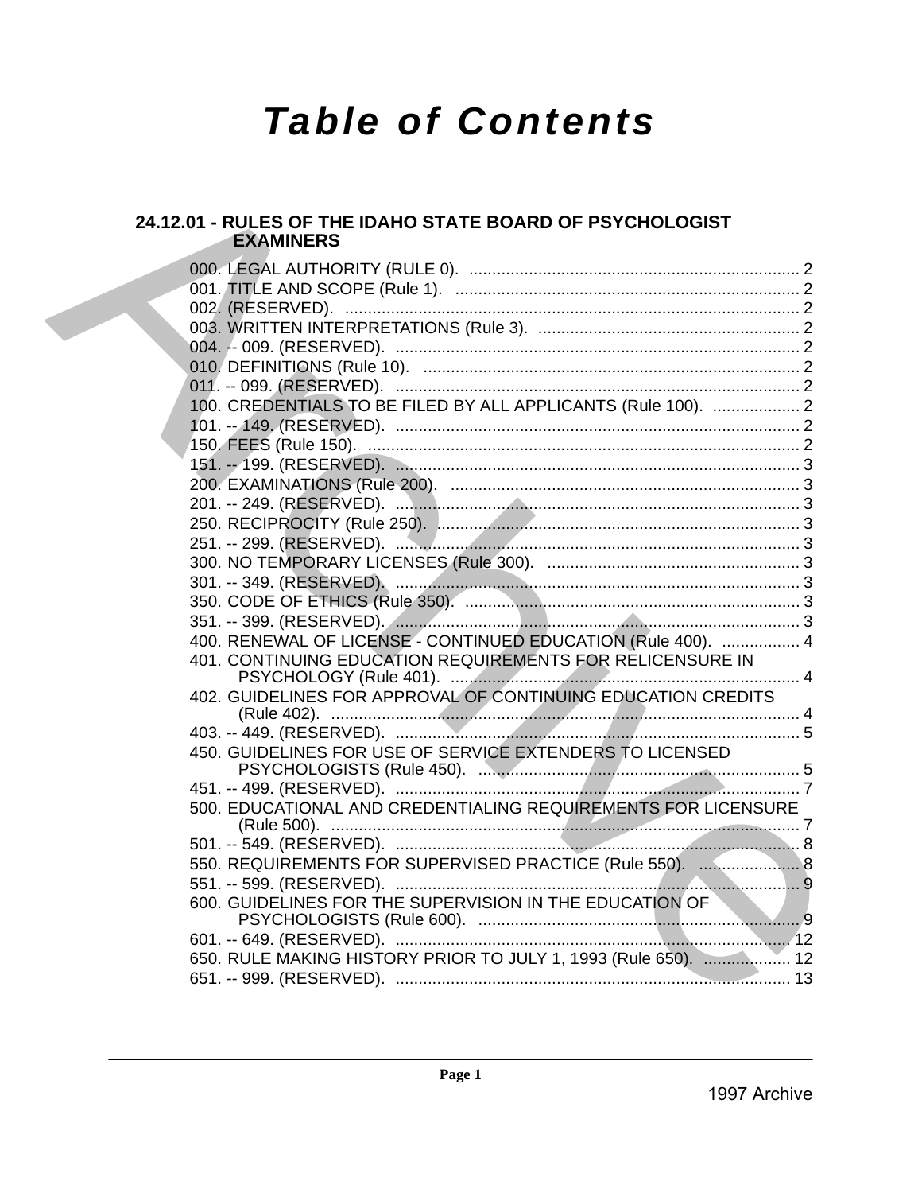# Table of Contents

## 24.12.01 - RULES OF THE IDAHO STATE BOARD OF PSYCHOLOGIST EXAMINERS

000. LEGAL AUTHORITY (RULE 0). ........................................................................ 2
001. TITLE AND SCOPE (Rule 1). ........................................................................... 2
002. (RESERVED). ................................................................................................... 2
003. WRITTEN INTERPRETATIONS (Rule 3). ......................................................... 2
004. -- 009. (RESERVED). ........................................................................................ 2
010. DEFINITIONS (Rule 10). .................................................................................. 2
011. -- 099. (RESERVED). ........................................................................................ 2
100. CREDENTIALS TO BE FILED BY ALL APPLICANTS (Rule 100). ................... 2
101. -- 149. (RESERVED). ........................................................................................ 2
150. FEES (Rule 150). .............................................................................................. 2
151. -- 199. (RESERVED). ........................................................................................ 3
200. EXAMINATIONS (Rule 200). ............................................................................ 3
201. -- 249. (RESERVED). ........................................................................................ 3
250. RECIPROCITY (Rule 250). ............................................................................... 3
251. -- 299. (RESERVED). ........................................................................................ 3
300. NO TEMPORARY LICENSES (Rule 300). ....................................................... 3
301. -- 349. (RESERVED). ........................................................................................ 3
350. CODE OF ETHICS (Rule 350). ......................................................................... 3
351. -- 399. (RESERVED). ........................................................................................ 3
400. RENEWAL OF LICENSE - CONTINUED EDUCATION (Rule 400). ................. 4
401. CONTINUING EDUCATION REQUIREMENTS FOR RELICENSURE IN PSYCHOLOGY (Rule 401). ............................................................................ 4
402. GUIDELINES FOR APPROVAL OF CONTINUING EDUCATION CREDITS (Rule 402). ...................................................................................................... 4
403. -- 449. (RESERVED). ........................................................................................ 5
450. GUIDELINES FOR USE OF SERVICE EXTENDERS TO LICENSED PSYCHOLOGISTS (Rule 450). ...................................................................... 5
451. -- 499. (RESERVED). ........................................................................................ 7
500. EDUCATIONAL AND CREDENTIALING REQUIREMENTS FOR LICENSURE (Rule 500). ...................................................................................................... 7
501. -- 549. (RESERVED). ........................................................................................ 8
550. REQUIREMENTS FOR SUPERVISED PRACTICE (Rule 550). ...................... 8
551. -- 599. (RESERVED). ........................................................................................ 9
600. GUIDELINES FOR THE SUPERVISION IN THE EDUCATION OF PSYCHOLOGISTS (Rule 600). ...................................................................... 9
601. -- 649. (RESERVED). ...................................................................................... 12
650. RULE MAKING HISTORY PRIOR TO JULY 1, 1993 (Rule 650). ................... 12
651. -- 999. (RESERVED). ...................................................................................... 13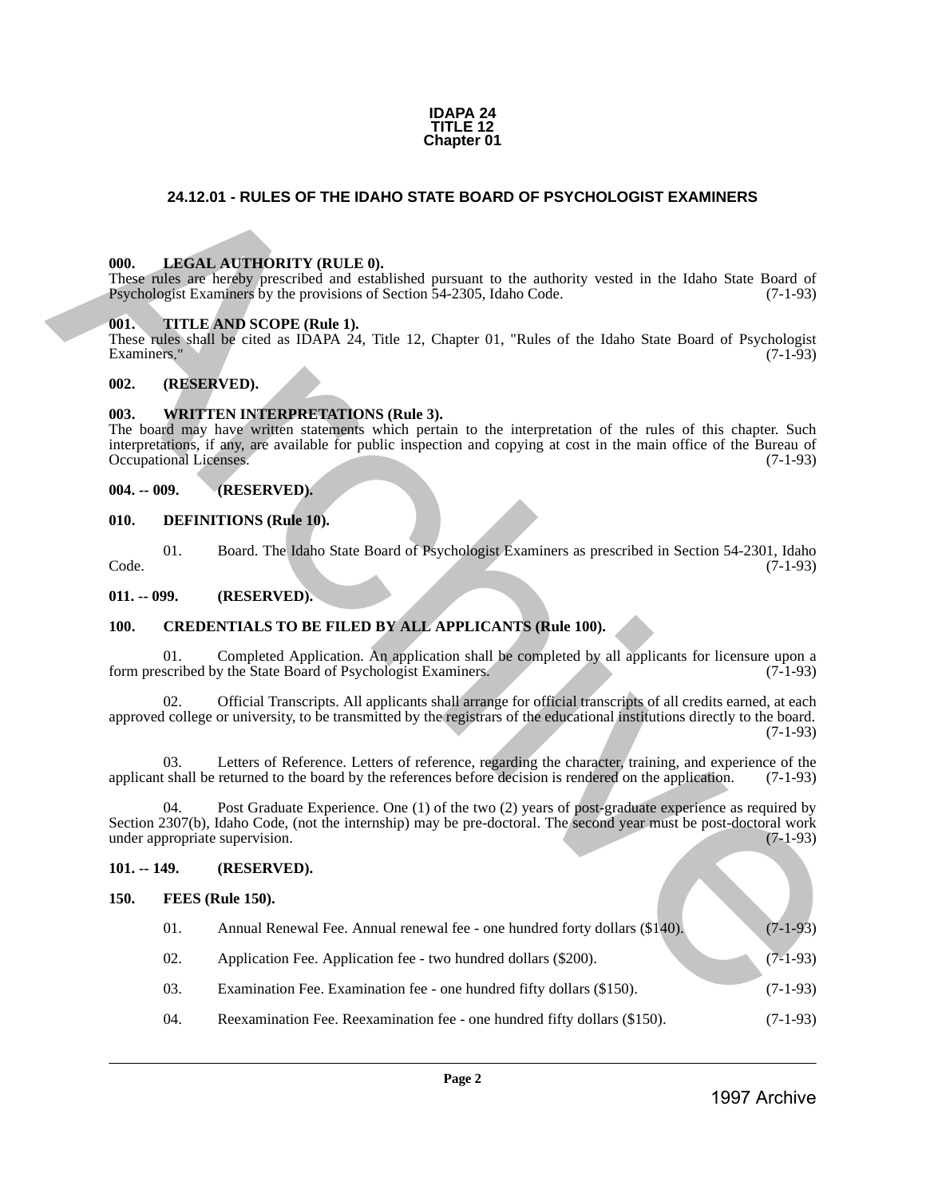**IDAPA 24**
**TITLE 12**
**Chapter 01**

# 24.12.01 - RULES OF THE IDAHO STATE BOARD OF PSYCHOLOGIST EXAMINERS

### 000. LEGAL AUTHORITY (RULE 0).

These rules are hereby prescribed and established pursuant to the authority vested in the Idaho State Board of Psychologist Examiners by the provisions of Section 54-2305, Idaho Code. (7-1-93)

### 001. TITLE AND SCOPE (Rule 1).

These rules shall be cited as IDAPA 24, Title 12, Chapter 01, "Rules of the Idaho State Board of Psychologist Examiners." (7-1-93)

### 002. (RESERVED).

### 003. WRITTEN INTERPRETATIONS (Rule 3).

The board may have written statements which pertain to the interpretation of the rules of this chapter. Such interpretations, if any, are available for public inspection and copying at cost in the main office of the Bureau of Occupational Licenses. (7-1-93)

### 004. -- 009. (RESERVED).

### 010. DEFINITIONS (Rule 10).

01. Board. The Idaho State Board of Psychologist Examiners as prescribed in Section 54-2301, Idaho Code. (7-1-93)

### 011. -- 099. (RESERVED).

### 100. CREDENTIALS TO BE FILED BY ALL APPLICANTS (Rule 100).

01. Completed Application. An application shall be completed by all applicants for licensure upon a form prescribed by the State Board of Psychologist Examiners. (7-1-93)

02. Official Transcripts. All applicants shall arrange for official transcripts of all credits earned, at each approved college or university, to be transmitted by the registrars of the educational institutions directly to the board. (7-1-93)

03. Letters of Reference. Letters of reference, regarding the character, training, and experience of the applicant shall be returned to the board by the references before decision is rendered on the application. (7-1-93)

04. Post Graduate Experience. One (1) of the two (2) years of post-graduate experience as required by Section 2307(b), Idaho Code, (not the internship) may be pre-doctoral. The second year must be post-doctoral work under appropriate supervision. (7-1-93)

### 101. -- 149. (RESERVED).

### 150. FEES (Rule 150).

01. Annual Renewal Fee. Annual renewal fee - one hundred forty dollars ($140). (7-1-93)

02. Application Fee. Application fee - two hundred dollars ($200). (7-1-93)

03. Examination Fee. Examination fee - one hundred fifty dollars ($150). (7-1-93)

04. Reexamination Fee. Reexamination fee - one hundred fifty dollars ($150). (7-1-93)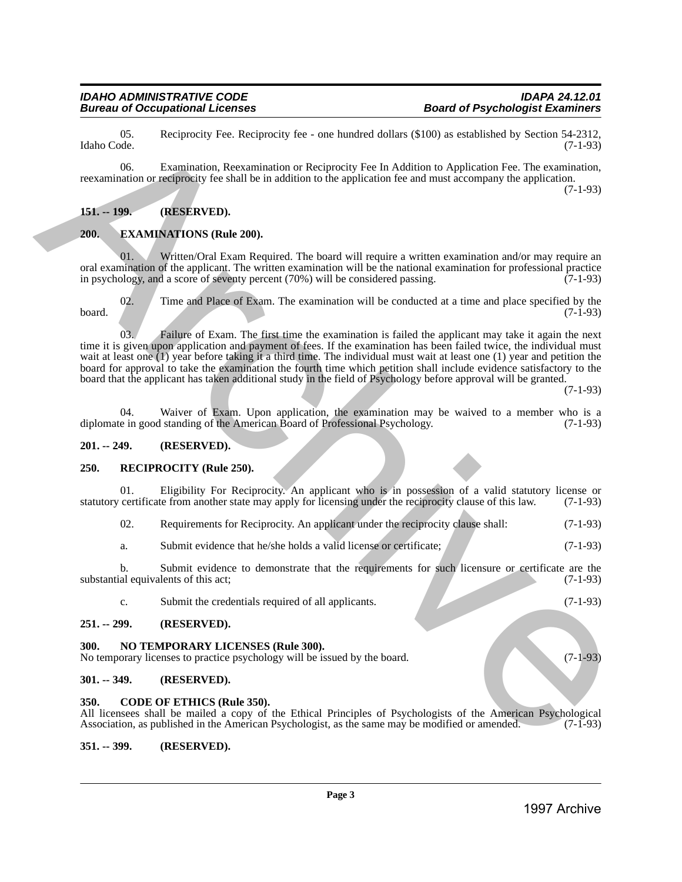05. Reciprocity Fee. Reciprocity fee - one hundred dollars ($100) as established by Section 54-2312, Idaho Code. (7-1-93)

06. Examination, Reexamination or Reciprocity Fee In Addition to Application Fee. The examination, reexamination or reciprocity fee shall be in addition to the application fee and must accompany the application. (7-1-93)

**151. -- 199. (RESERVED).**

**200. EXAMINATIONS (Rule 200).**

01. Written/Oral Exam Required. The board will require a written examination and/or may require an oral examination of the applicant. The written examination will be the national examination for professional practice in psychology, and a score of seventy percent (70%) will be considered passing. (7-1-93)

02. Time and Place of Exam. The examination will be conducted at a time and place specified by the board. (7-1-93)

03. Failure of Exam. The first time the examination is failed the applicant may take it again the next time it is given upon application and payment of fees. If the examination has been failed twice, the individual must wait at least one (1) year before taking it a third time. The individual must wait at least one (1) year and petition the board for approval to take the examination the fourth time which petition shall include evidence satisfactory to the board that the applicant has taken additional study in the field of Psychology before approval will be granted. (7-1-93)

04. Waiver of Exam. Upon application, the examination may be waived to a member who is a diplomate in good standing of the American Board of Professional Psychology. (7-1-93)

**201. -- 249. (RESERVED).**

**250. RECIPROCITY (Rule 250).**

01. Eligibility For Reciprocity. An applicant who is in possession of a valid statutory license or statutory certificate from another state may apply for licensing under the reciprocity clause of this law. (7-1-93)

02. Requirements for Reciprocity. An applicant under the reciprocity clause shall: (7-1-93)

a. Submit evidence that he/she holds a valid license or certificate; (7-1-93)

b. Submit evidence to demonstrate that the requirements for such licensure or certificate are the substantial equivalents of this act; (7-1-93)

c. Submit the credentials required of all applicants. (7-1-93)

**251. -- 299. (RESERVED).**

**300. NO TEMPORARY LICENSES (Rule 300).**
No temporary licenses to practice psychology will be issued by the board. (7-1-93)

**301. -- 349. (RESERVED).**

**350. CODE OF ETHICS (Rule 350).**
All licensees shall be mailed a copy of the Ethical Principles of Psychologists of the American Psychological Association, as published in the American Psychologist, as the same may be modified or amended. (7-1-93)

**351. -- 399. (RESERVED).**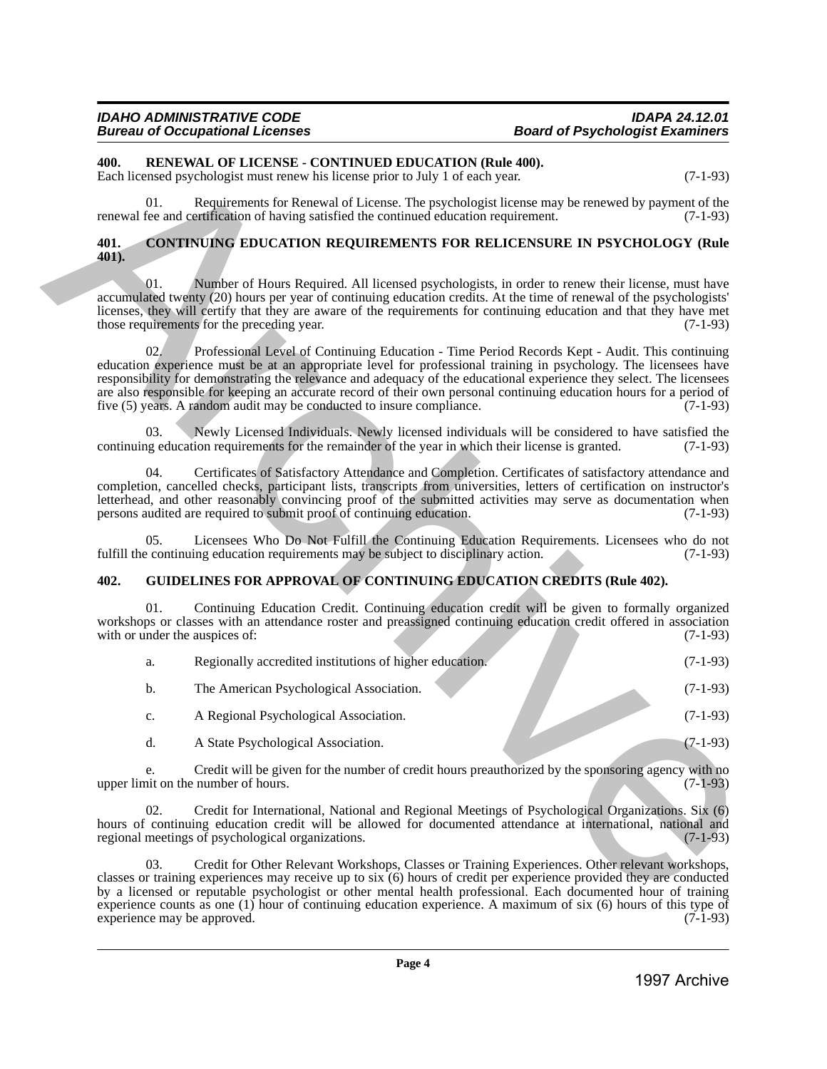### 400. RENEWAL OF LICENSE - CONTINUED EDUCATION (Rule 400).

Each licensed psychologist must renew his license prior to July 1 of each year. (7-1-93)

01. Requirements for Renewal of License. The psychologist license may be renewed by payment of the renewal fee and certification of having satisfied the continued education requirement. (7-1-93)

### 401. CONTINUING EDUCATION REQUIREMENTS FOR RELICENSURE IN PSYCHOLOGY (Rule 401).

01. Number of Hours Required. All licensed psychologists, in order to renew their license, must have accumulated twenty (20) hours per year of continuing education credits. At the time of renewal of the psychologists' licenses, they will certify that they are aware of the requirements for continuing education and that they have met those requirements for the preceding year. (7-1-93)

02. Professional Level of Continuing Education - Time Period Records Kept - Audit. This continuing education experience must be at an appropriate level for professional training in psychology. The licensees have responsibility for demonstrating the relevance and adequacy of the educational experience they select. The licensees are also responsible for keeping an accurate record of their own personal continuing education hours for a period of five (5) years. A random audit may be conducted to insure compliance. (7-1-93)

03. Newly Licensed Individuals. Newly licensed individuals will be considered to have satisfied the continuing education requirements for the remainder of the year in which their license is granted. (7-1-93)

04. Certificates of Satisfactory Attendance and Completion. Certificates of satisfactory attendance and completion, cancelled checks, participant lists, transcripts from universities, letters of certification on instructor's letterhead, and other reasonably convincing proof of the submitted activities may serve as documentation when persons audited are required to submit proof of continuing education. (7-1-93)

05. Licensees Who Do Not Fulfill the Continuing Education Requirements. Licensees who do not fulfill the continuing education requirements may be subject to disciplinary action. (7-1-93)

### 402. GUIDELINES FOR APPROVAL OF CONTINUING EDUCATION CREDITS (Rule 402).

01. Continuing Education Credit. Continuing education credit will be given to formally organized workshops or classes with an attendance roster and preassigned continuing education credit offered in association with or under the auspices of: (7-1-93)

a. Regionally accredited institutions of higher education. (7-1-93)

b. The American Psychological Association. (7-1-93)

c. A Regional Psychological Association. (7-1-93)

d. A State Psychological Association. (7-1-93)

e. Credit will be given for the number of credit hours preauthorized by the sponsoring agency with no upper limit on the number of hours. (7-1-93)

02. Credit for International, National and Regional Meetings of Psychological Organizations. Six (6) hours of continuing education credit will be allowed for documented attendance at international, national and regional meetings of psychological organizations. (7-1-93)

03. Credit for Other Relevant Workshops, Classes or Training Experiences. Other relevant workshops, classes or training experiences may receive up to six (6) hours of credit per experience provided they are conducted by a licensed or reputable psychologist or other mental health professional. Each documented hour of training experience counts as one (1) hour of continuing education experience. A maximum of six (6) hours of this type of experience may be approved. (7-1-93)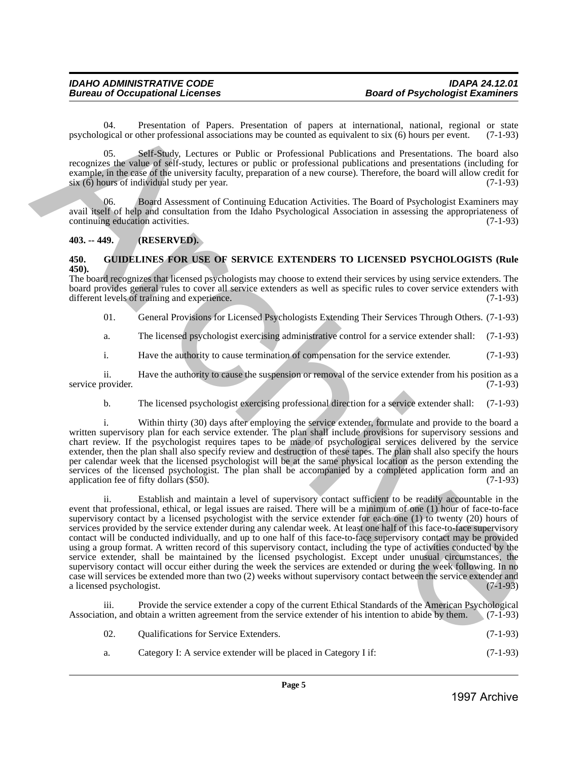04. Presentation of Papers. Presentation of papers at international, national, regional or state psychological or other professional associations may be counted as equivalent to six (6) hours per event. (7-1-93)

05. Self-Study, Lectures or Public or Professional Publications and Presentations. The board also recognizes the value of self-study, lectures or public or professional publications and presentations (including for example, in the case of the university faculty, preparation of a new course). Therefore, the board will allow credit for six (6) hours of individual study per year. (7-1-93)

06. Board Assessment of Continuing Education Activities. The Board of Psychologist Examiners may avail itself of help and consultation from the Idaho Psychological Association in assessing the appropriateness of continuing education activities. (7-1-93)

**403. -- 449. (RESERVED).**

**450. GUIDELINES FOR USE OF SERVICE EXTENDERS TO LICENSED PSYCHOLOGISTS (Rule 450).**

The board recognizes that licensed psychologists may choose to extend their services by using service extenders. The board provides general rules to cover all service extenders as well as specific rules to cover service extenders with different levels of training and experience. (7-1-93)

01. General Provisions for Licensed Psychologists Extending Their Services Through Others. (7-1-93)

a. The licensed psychologist exercising administrative control for a service extender shall: (7-1-93)

i. Have the authority to cause termination of compensation for the service extender. (7-1-93)

ii. Have the authority to cause the suspension or removal of the service extender from his position as a service provider. (7-1-93)

b. The licensed psychologist exercising professional direction for a service extender shall: (7-1-93)

i. Within thirty (30) days after employing the service extender, formulate and provide to the board a written supervisory plan for each service extender. The plan shall include provisions for supervisory sessions and chart review. If the psychologist requires tapes to be made of psychological services delivered by the service extender, then the plan shall also specify review and destruction of these tapes. The plan shall also specify the hours per calendar week that the licensed psychologist will be at the same physical location as the person extending the services of the licensed psychologist. The plan shall be accompanied by a completed application form and an application fee of fifty dollars ($50). (7-1-93)

ii. Establish and maintain a level of supervisory contact sufficient to be readily accountable in the event that professional, ethical, or legal issues are raised. There will be a minimum of one (1) hour of face-to-face supervisory contact by a licensed psychologist with the service extender for each one (1) to twenty (20) hours of services provided by the service extender during any calendar week. At least one half of this face-to-face supervisory contact will be conducted individually, and up to one half of this face-to-face supervisory contact may be provided using a group format. A written record of this supervisory contact, including the type of activities conducted by the service extender, shall be maintained by the licensed psychologist. Except under unusual circumstances, the supervisory contact will occur either during the week the services are extended or during the week following. In no case will services be extended more than two (2) weeks without supervisory contact between the service extender and a licensed psychologist. (7-1-93)

iii. Provide the service extender a copy of the current Ethical Standards of the American Psychological Association, and obtain a written agreement from the service extender of his intention to abide by them. (7-1-93)

02. Qualifications for Service Extenders. (7-1-93)

a. Category I: A service extender will be placed in Category I if: (7-1-93)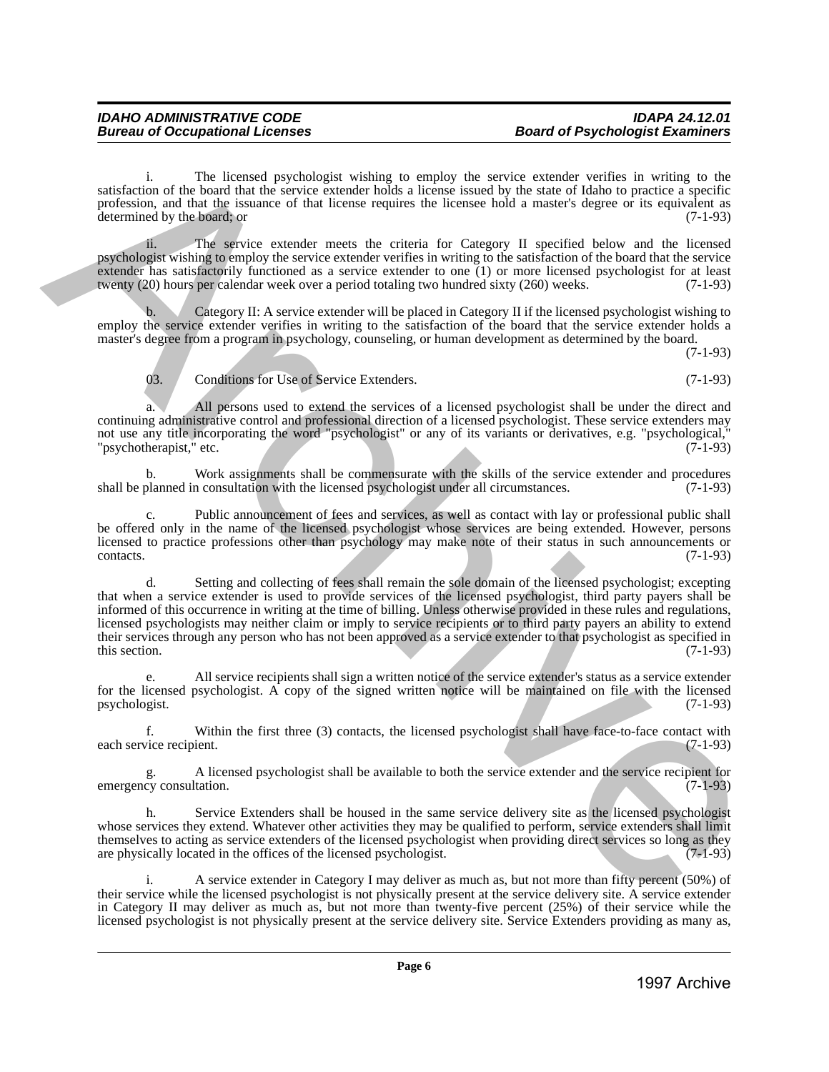i. The licensed psychologist wishing to employ the service extender verifies in writing to the satisfaction of the board that the service extender holds a license issued by the state of Idaho to practice a specific profession, and that the issuance of that license requires the licensee hold a master's degree or its equivalent as determined by the board; or (7-1-93)

ii. The service extender meets the criteria for Category II specified below and the licensed psychologist wishing to employ the service extender verifies in writing to the satisfaction of the board that the service extender has satisfactorily functioned as a service extender to one (1) or more licensed psychologist for at least twenty (20) hours per calendar week over a period totaling two hundred sixty (260) weeks. (7-1-93)

b. Category II: A service extender will be placed in Category II if the licensed psychologist wishing to employ the service extender verifies in writing to the satisfaction of the board that the service extender holds a master's degree from a program in psychology, counseling, or human development as determined by the board. (7-1-93)

03. Conditions for Use of Service Extenders. (7-1-93)

a. All persons used to extend the services of a licensed psychologist shall be under the direct and continuing administrative control and professional direction of a licensed psychologist. These service extenders may not use any title incorporating the word "psychologist" or any of its variants or derivatives, e.g. "psychological," "psychotherapist," etc. (7-1-93)

b. Work assignments shall be commensurate with the skills of the service extender and procedures shall be planned in consultation with the licensed psychologist under all circumstances. (7-1-93)

c. Public announcement of fees and services, as well as contact with lay or professional public shall be offered only in the name of the licensed psychologist whose services are being extended. However, persons licensed to practice professions other than psychology may make note of their status in such announcements or contacts. (7-1-93)

d. Setting and collecting of fees shall remain the sole domain of the licensed psychologist; excepting that when a service extender is used to provide services of the licensed psychologist, third party payers shall be informed of this occurrence in writing at the time of billing. Unless otherwise provided in these rules and regulations, licensed psychologists may neither claim or imply to service recipients or to third party payers an ability to extend their services through any person who has not been approved as a service extender to that psychologist as specified in this section. (7-1-93)

e. All service recipients shall sign a written notice of the service extender's status as a service extender for the licensed psychologist. A copy of the signed written notice will be maintained on file with the licensed psychologist. (7-1-93)

f. Within the first three (3) contacts, the licensed psychologist shall have face-to-face contact with each service recipient. (7-1-93)

g. A licensed psychologist shall be available to both the service extender and the service recipient for emergency consultation. (7-1-93)

h. Service Extenders shall be housed in the same service delivery site as the licensed psychologist whose services they extend. Whatever other activities they may be qualified to perform, service extenders shall limit themselves to acting as service extenders of the licensed psychologist when providing direct services so long as they are physically located in the offices of the licensed psychologist. (7-1-93)

i. A service extender in Category I may deliver as much as, but not more than fifty percent (50%) of their service while the licensed psychologist is not physically present at the service delivery site. A service extender in Category II may deliver as much as, but not more than twenty-five percent (25%) of their service while the licensed psychologist is not physically present at the service delivery site. Service Extenders providing as many as,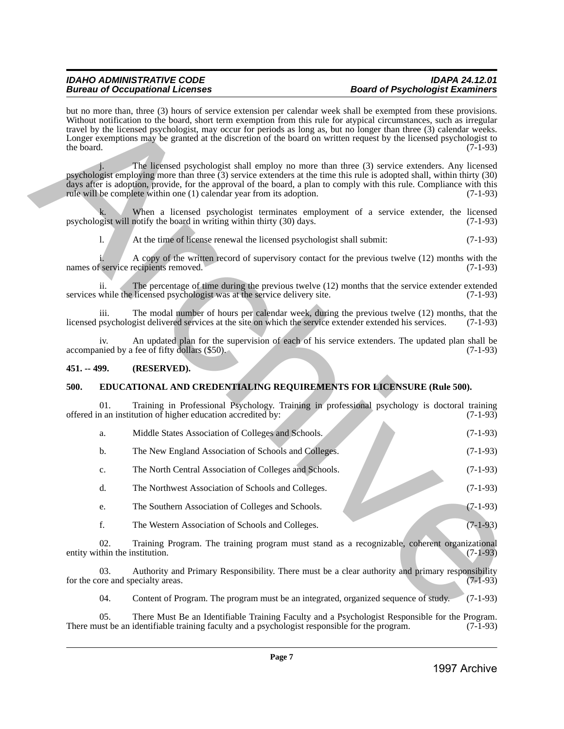but no more than, three (3) hours of service extension per calendar week shall be exempted from these provisions. Without notification to the board, short term exemption from this rule for atypical circumstances, such as irregular travel by the licensed psychologist, may occur for periods as long as, but no longer than three (3) calendar weeks. Longer exemptions may be granted at the discretion of the board on written request by the licensed psychologist to the board. (7-1-93)

j. The licensed psychologist shall employ no more than three (3) service extenders. Any licensed psychologist employing more than three (3) service extenders at the time this rule is adopted shall, within thirty (30) days after is adoption, provide, for the approval of the board, a plan to comply with this rule. Compliance with this rule will be complete within one (1) calendar year from its adoption. (7-1-93)

k. When a licensed psychologist terminates employment of a service extender, the licensed psychologist will notify the board in writing within thirty (30) days. (7-1-93)

l. At the time of license renewal the licensed psychologist shall submit: (7-1-93)

i. A copy of the written record of supervisory contact for the previous twelve (12) months with the names of service recipients removed. (7-1-93)

ii. The percentage of time during the previous twelve (12) months that the service extender extended services while the licensed psychologist was at the service delivery site. (7-1-93)

iii. The modal number of hours per calendar week, during the previous twelve (12) months, that the licensed psychologist delivered services at the site on which the service extender extended his services. (7-1-93)

iv. An updated plan for the supervision of each of his service extenders. The updated plan shall be accompanied by a fee of fifty dollars ($50). (7-1-93)

## 451. -- 499. (RESERVED).

## 500. EDUCATIONAL AND CREDENTIALING REQUIREMENTS FOR LICENSURE (Rule 500).

01. Training in Professional Psychology. Training in professional psychology is doctoral training offered in an institution of higher education accredited by: (7-1-93)

a. Middle States Association of Colleges and Schools. (7-1-93)

b. The New England Association of Schools and Colleges. (7-1-93)

c. The North Central Association of Colleges and Schools. (7-1-93)

d. The Northwest Association of Schools and Colleges. (7-1-93)

e. The Southern Association of Colleges and Schools. (7-1-93)

f. The Western Association of Schools and Colleges. (7-1-93)

02. Training Program. The training program must stand as a recognizable, coherent organizational entity within the institution. (7-1-93)

03. Authority and Primary Responsibility. There must be a clear authority and primary responsibility for the core and specialty areas. (7-1-93)

04. Content of Program. The program must be an integrated, organized sequence of study. (7-1-93)

05. There Must Be an Identifiable Training Faculty and a Psychologist Responsible for the Program. There must be an identifiable training faculty and a psychologist responsible for the program. (7-1-93)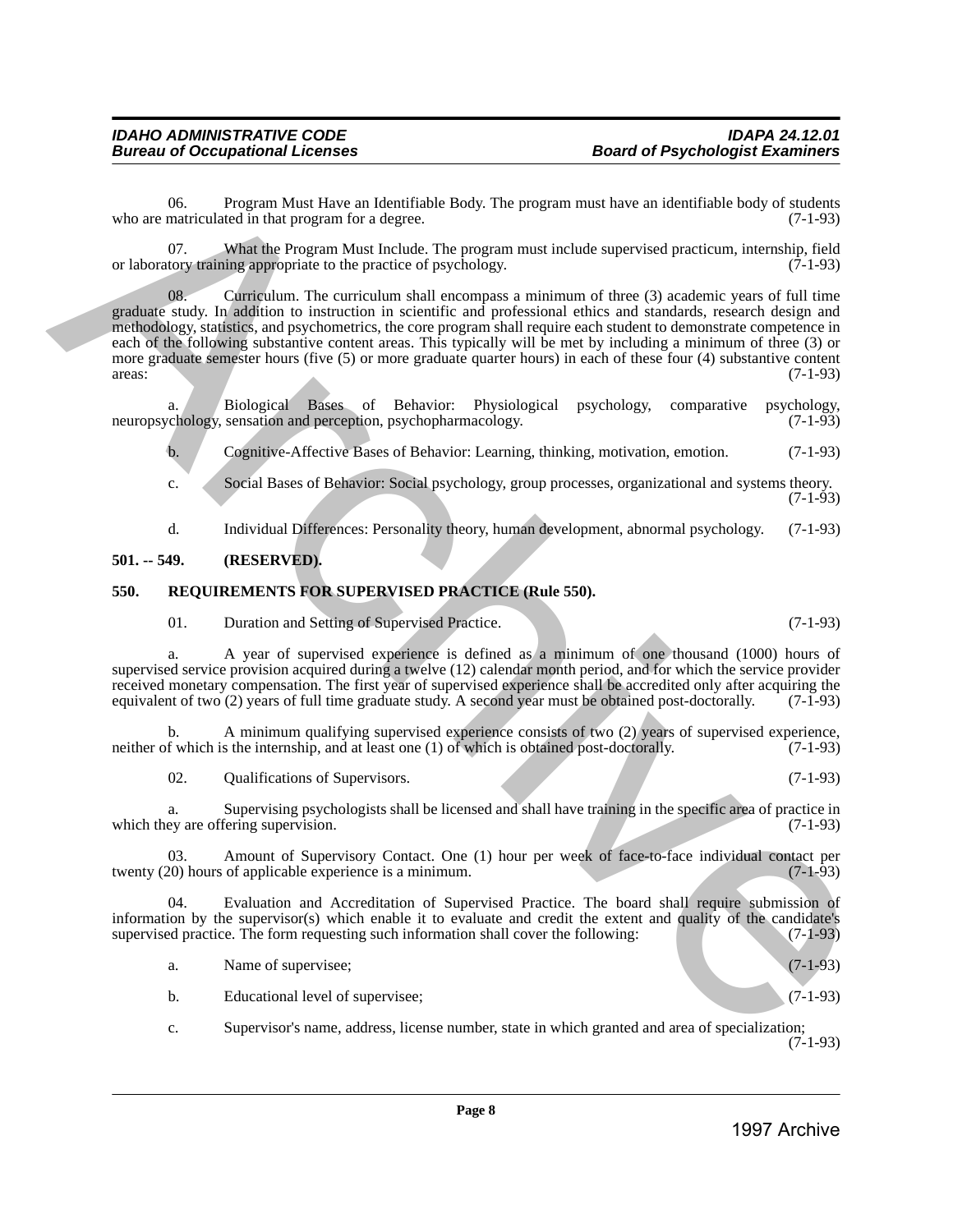06. Program Must Have an Identifiable Body. The program must have an identifiable body of students who are matriculated in that program for a degree. (7-1-93)

07. What the Program Must Include. The program must include supervised practicum, internship, field or laboratory training appropriate to the practice of psychology. (7-1-93)

08. Curriculum. The curriculum shall encompass a minimum of three (3) academic years of full time graduate study. In addition to instruction in scientific and professional ethics and standards, research design and methodology, statistics, and psychometrics, the core program shall require each student to demonstrate competence in each of the following substantive content areas. This typically will be met by including a minimum of three (3) or more graduate semester hours (five (5) or more graduate quarter hours) in each of these four (4) substantive content areas: (7-1-93)

a. Biological Bases of Behavior: Physiological psychology, comparative psychology, neuropsychology, sensation and perception, psychopharmacology. (7-1-93)

b. Cognitive-Affective Bases of Behavior: Learning, thinking, motivation, emotion. (7-1-93)

c. Social Bases of Behavior: Social psychology, group processes, organizational and systems theory. (7-1-93)

d. Individual Differences: Personality theory, human development, abnormal psychology. (7-1-93)

**501. -- 549. (RESERVED).**

**550. REQUIREMENTS FOR SUPERVISED PRACTICE (Rule 550).**

01. Duration and Setting of Supervised Practice. (7-1-93)

a. A year of supervised experience is defined as a minimum of one thousand (1000) hours of supervised service provision acquired during a twelve (12) calendar month period, and for which the service provider received monetary compensation. The first year of supervised experience shall be accredited only after acquiring the equivalent of two (2) years of full time graduate study. A second year must be obtained post-doctorally. (7-1-93)

b. A minimum qualifying supervised experience consists of two (2) years of supervised experience, neither of which is the internship, and at least one (1) of which is obtained post-doctorally. (7-1-93)

02. Qualifications of Supervisors. (7-1-93)

a. Supervising psychologists shall be licensed and shall have training in the specific area of practice in which they are offering supervision. (7-1-93)

03. Amount of Supervisory Contact. One (1) hour per week of face-to-face individual contact per twenty (20) hours of applicable experience is a minimum. (7-1-93)

04. Evaluation and Accreditation of Supervised Practice. The board shall require submission of information by the supervisor(s) which enable it to evaluate and credit the extent and quality of the candidate's supervised practice. The form requesting such information shall cover the following: (7-1-93)

a. Name of supervisee; (7-1-93)

b. Educational level of supervisee; (7-1-93)

c. Supervisor's name, address, license number, state in which granted and area of specialization; (7-1-93)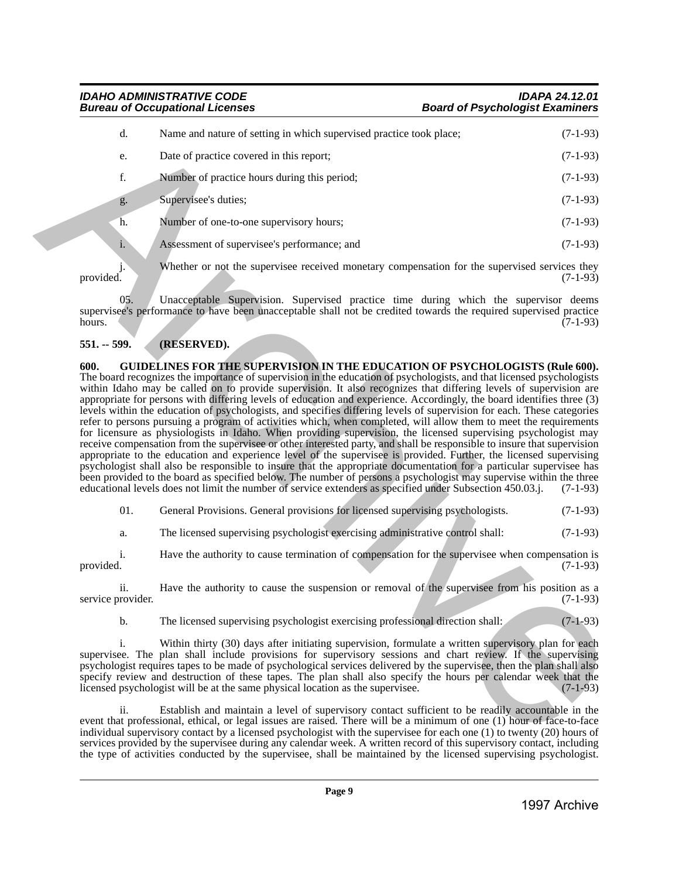d. Name and nature of setting in which supervised practice took place; (7-1-93)

e. Date of practice covered in this report; (7-1-93)

f. Number of practice hours during this period; (7-1-93)

g. Supervisee's duties; (7-1-93)

h. Number of one-to-one supervisory hours; (7-1-93)

i. Assessment of supervisee's performance; and (7-1-93)

j. Whether or not the supervisee received monetary compensation for the supervised services they provided. (7-1-93)

05. Unacceptable Supervision. Supervised practice time during which the supervisor deems supervisee's performance to have been unacceptable shall not be credited towards the required supervised practice hours. (7-1-93)

**551. -- 599. (RESERVED).**

**600. GUIDELINES FOR THE SUPERVISION IN THE EDUCATION OF PSYCHOLOGISTS (Rule 600).**
The board recognizes the importance of supervision in the education of psychologists, and that licensed psychologists within Idaho may be called on to provide supervision. It also recognizes that differing levels of supervision are appropriate for persons with differing levels of education and experience. Accordingly, the board identifies three (3) levels within the education of psychologists, and specifies differing levels of supervision for each. These categories refer to persons pursuing a program of activities which, when completed, will allow them to meet the requirements for licensure as physiologists in Idaho. When providing supervision, the licensed supervising psychologist may receive compensation from the supervisee or other interested party, and shall be responsible to insure that supervision appropriate to the education and experience level of the supervisee is provided. Further, the licensed supervising psychologist shall also be responsible to insure that the appropriate documentation for a particular supervisee has been provided to the board as specified below. The number of persons a psychologist may supervise within the three educational levels does not limit the number of service extenders as specified under Subsection 450.03.j. (7-1-93)

01. General Provisions. General provisions for licensed supervising psychologists. (7-1-93)

a. The licensed supervising psychologist exercising administrative control shall: (7-1-93)

i. Have the authority to cause termination of compensation for the supervisee when compensation is provided. (7-1-93)

ii. Have the authority to cause the suspension or removal of the supervisee from his position as a service provider. (7-1-93)

b. The licensed supervising psychologist exercising professional direction shall: (7-1-93)

i. Within thirty (30) days after initiating supervision, formulate a written supervisory plan for each supervisee. The plan shall include provisions for supervisory sessions and chart review. If the supervising psychologist requires tapes to be made of psychological services delivered by the supervisee, then the plan shall also specify review and destruction of these tapes. The plan shall also specify the hours per calendar week that the licensed psychologist will be at the same physical location as the supervisee. (7-1-93)

ii. Establish and maintain a level of supervisory contact sufficient to be readily accountable in the event that professional, ethical, or legal issues are raised. There will be a minimum of one (1) hour of face-to-face individual supervisory contact by a licensed psychologist with the supervisee for each one (1) to twenty (20) hours of services provided by the supervisee during any calendar week. A written record of this supervisory contact, including the type of activities conducted by the supervisee, shall be maintained by the licensed supervising psychologist.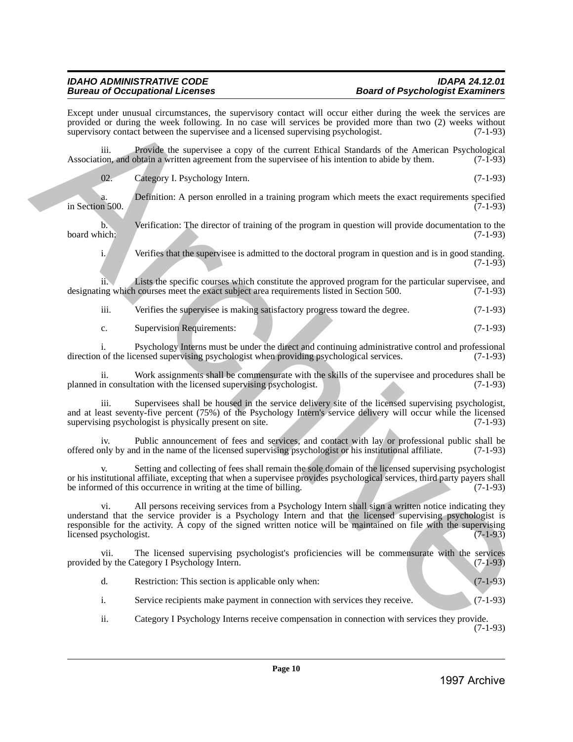Except under unusual circumstances, the supervisory contact will occur either during the week the services are provided or during the week following. In no case will services be provided more than two (2) weeks without supervisory contact between the supervisee and a licensed supervising psychologist. (7-1-93)

iii. Provide the supervisee a copy of the current Ethical Standards of the American Psychological Association, and obtain a written agreement from the supervisee of his intention to abide by them. (7-1-93)

02. Category I. Psychology Intern. (7-1-93)

a. Definition: A person enrolled in a training program which meets the exact requirements specified in Section 500. (7-1-93)

b. Verification: The director of training of the program in question will provide documentation to the board which: (7-1-93)

i. Verifies that the supervisee is admitted to the doctoral program in question and is in good standing. (7-1-93)

ii. Lists the specific courses which constitute the approved program for the particular supervisee, and designating which courses meet the exact subject area requirements listed in Section 500. (7-1-93)

iii. Verifies the supervisee is making satisfactory progress toward the degree. (7-1-93)

c. Supervision Requirements: (7-1-93)

i. Psychology Interns must be under the direct and continuing administrative control and professional direction of the licensed supervising psychologist when providing psychological services. (7-1-93)

ii. Work assignments shall be commensurate with the skills of the supervisee and procedures shall be planned in consultation with the licensed supervising psychologist. (7-1-93)

iii. Supervisees shall be housed in the service delivery site of the licensed supervising psychologist, and at least seventy-five percent (75%) of the Psychology Intern's service delivery will occur while the licensed supervising psychologist is physically present on site. (7-1-93)

iv. Public announcement of fees and services, and contact with lay or professional public shall be offered only by and in the name of the licensed supervising psychologist or his institutional affiliate. (7-1-93)

v. Setting and collecting of fees shall remain the sole domain of the licensed supervising psychologist or his institutional affiliate, excepting that when a supervisee provides psychological services, third party payers shall be informed of this occurrence in writing at the time of billing. (7-1-93)

vi. All persons receiving services from a Psychology Intern shall sign a written notice indicating they understand that the service provider is a Psychology Intern and that the licensed supervising psychologist is responsible for the activity. A copy of the signed written notice will be maintained on file with the supervising licensed psychologist. (7-1-93)

vii. The licensed supervising psychologist's proficiencies will be commensurate with the services provided by the Category I Psychology Intern. (7-1-93)

d. Restriction: This section is applicable only when: (7-1-93)

i. Service recipients make payment in connection with services they receive. (7-1-93)

ii. Category I Psychology Interns receive compensation in connection with services they provide. (7-1-93)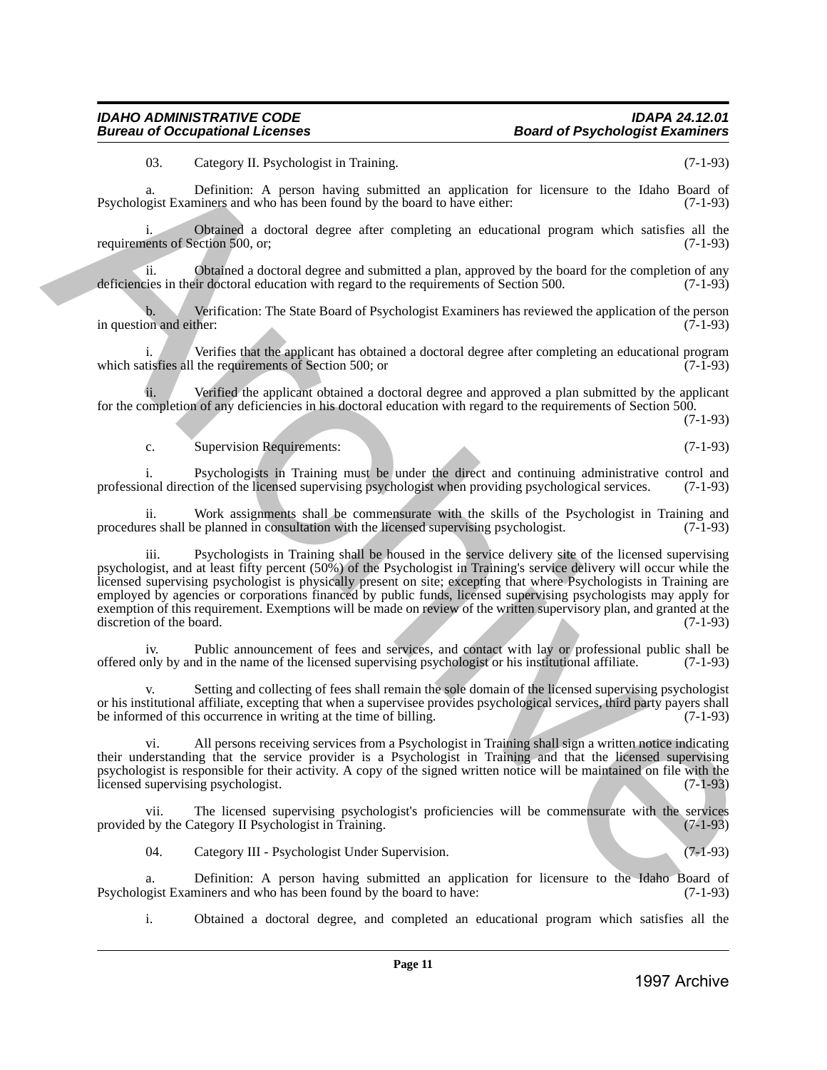03. Category II. Psychologist in Training. (7-1-93)

a. Definition: A person having submitted an application for licensure to the Idaho Board of Psychologist Examiners and who has been found by the board to have either: (7-1-93)

i. Obtained a doctoral degree after completing an educational program which satisfies all the requirements of Section 500, or; (7-1-93)

ii. Obtained a doctoral degree and submitted a plan, approved by the board for the completion of any deficiencies in their doctoral education with regard to the requirements of Section 500. (7-1-93)

b. Verification: The State Board of Psychologist Examiners has reviewed the application of the person in question and either: (7-1-93)

i. Verifies that the applicant has obtained a doctoral degree after completing an educational program which satisfies all the requirements of Section 500; or (7-1-93)

ii. Verified the applicant obtained a doctoral degree and approved a plan submitted by the applicant for the completion of any deficiencies in his doctoral education with regard to the requirements of Section 500. (7-1-93)

c. Supervision Requirements: (7-1-93)

i. Psychologists in Training must be under the direct and continuing administrative control and professional direction of the licensed supervising psychologist when providing psychological services. (7-1-93)

ii. Work assignments shall be commensurate with the skills of the Psychologist in Training and procedures shall be planned in consultation with the licensed supervising psychologist. (7-1-93)

iii. Psychologists in Training shall be housed in the service delivery site of the licensed supervising psychologist, and at least fifty percent (50%) of the Psychologist in Training's service delivery will occur while the licensed supervising psychologist is physically present on site; excepting that where Psychologists in Training are employed by agencies or corporations financed by public funds, licensed supervising psychologists may apply for exemption of this requirement. Exemptions will be made on review of the written supervisory plan, and granted at the discretion of the board. (7-1-93)

iv. Public announcement of fees and services, and contact with lay or professional public shall be offered only by and in the name of the licensed supervising psychologist or his institutional affiliate. (7-1-93)

v. Setting and collecting of fees shall remain the sole domain of the licensed supervising psychologist or his institutional affiliate, excepting that when a supervisee provides psychological services, third party payers shall be informed of this occurrence in writing at the time of billing. (7-1-93)

vi. All persons receiving services from a Psychologist in Training shall sign a written notice indicating their understanding that the service provider is a Psychologist in Training and that the licensed supervising psychologist is responsible for their activity. A copy of the signed written notice will be maintained on file with the licensed supervising psychologist. (7-1-93)

vii. The licensed supervising psychologist's proficiencies will be commensurate with the services provided by the Category II Psychologist in Training. (7-1-93)

04. Category III - Psychologist Under Supervision. (7-1-93)

a. Definition: A person having submitted an application for licensure to the Idaho Board of Psychologist Examiners and who has been found by the board to have: (7-1-93)

i. Obtained a doctoral degree, and completed an educational program which satisfies all the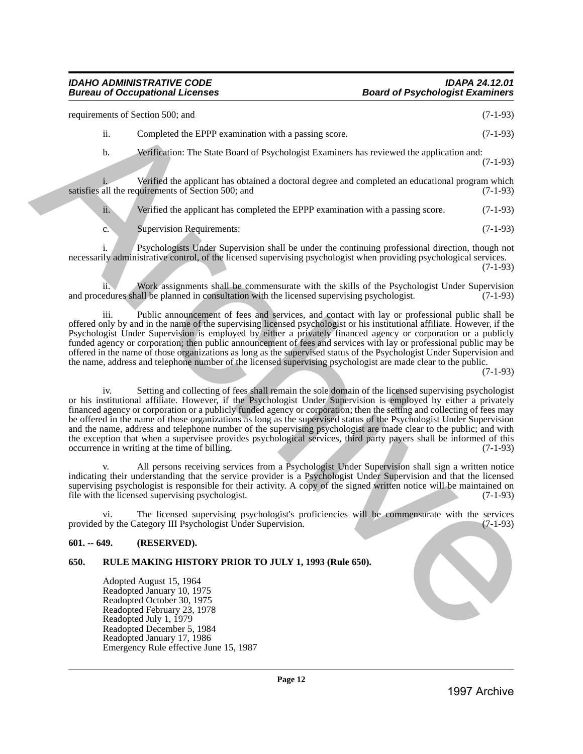requirements of Section 500; and (7-1-93)

ii. Completed the EPPP examination with a passing score. (7-1-93)

b. Verification: The State Board of Psychologist Examiners has reviewed the application and: (7-1-93)

i. Verified the applicant has obtained a doctoral degree and completed an educational program which satisfies all the requirements of Section 500; and (7-1-93)

ii. Verified the applicant has completed the EPPP examination with a passing score. (7-1-93)

c. Supervision Requirements: (7-1-93)

i. Psychologists Under Supervision shall be under the continuing professional direction, though not necessarily administrative control, of the licensed supervising psychologist when providing psychological services. (7-1-93)

ii. Work assignments shall be commensurate with the skills of the Psychologist Under Supervision and procedures shall be planned in consultation with the licensed supervising psychologist. (7-1-93)

iii. Public announcement of fees and services, and contact with lay or professional public shall be offered only by and in the name of the supervising licensed psychologist or his institutional affiliate. However, if the Psychologist Under Supervision is employed by either a privately financed agency or corporation or a publicly funded agency or corporation; then public announcement of fees and services with lay or professional public may be offered in the name of those organizations as long as the supervised status of the Psychologist Under Supervision and the name, address and telephone number of the licensed supervising psychologist are made clear to the public. (7-1-93)

iv. Setting and collecting of fees shall remain the sole domain of the licensed supervising psychologist or his institutional affiliate. However, if the Psychologist Under Supervision is employed by either a privately financed agency or corporation or a publicly funded agency or corporation; then the setting and collecting of fees may be offered in the name of those organizations as long as the supervised status of the Psychologist Under Supervision and the name, address and telephone number of the supervising psychologist are made clear to the public; and with the exception that when a supervisee provides psychological services, third party payers shall be informed of this occurrence in writing at the time of billing. (7-1-93)

v. All persons receiving services from a Psychologist Under Supervision shall sign a written notice indicating their understanding that the service provider is a Psychologist Under Supervision and that the licensed supervising psychologist is responsible for their activity. A copy of the signed written notice will be maintained on file with the licensed supervising psychologist. (7-1-93)

vi. The licensed supervising psychologist's proficiencies will be commensurate with the services provided by the Category III Psychologist Under Supervision. (7-1-93)

**601. -- 649. (RESERVED).**

**650. RULE MAKING HISTORY PRIOR TO JULY 1, 1993 (Rule 650).**

Adopted August 15, 1964
Readopted January 10, 1975
Readopted October 30, 1975
Readopted February 23, 1978
Readopted July 1, 1979
Readopted December 5, 1984
Readopted January 17, 1986
Emergency Rule effective June 15, 1987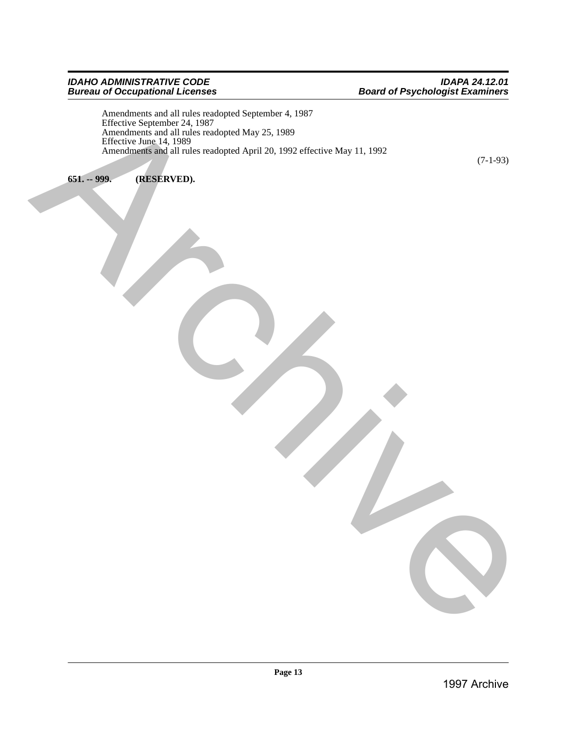Amendments and all rules readopted September 4, 1987
Effective September 24, 1987
Amendments and all rules readopted May 25, 1989
Effective June 14, 1989
Amendments and all rules readopted April 20, 1992 effective May 11, 1992

(7-1-93)

**651. -- 999. (RESERVED).**